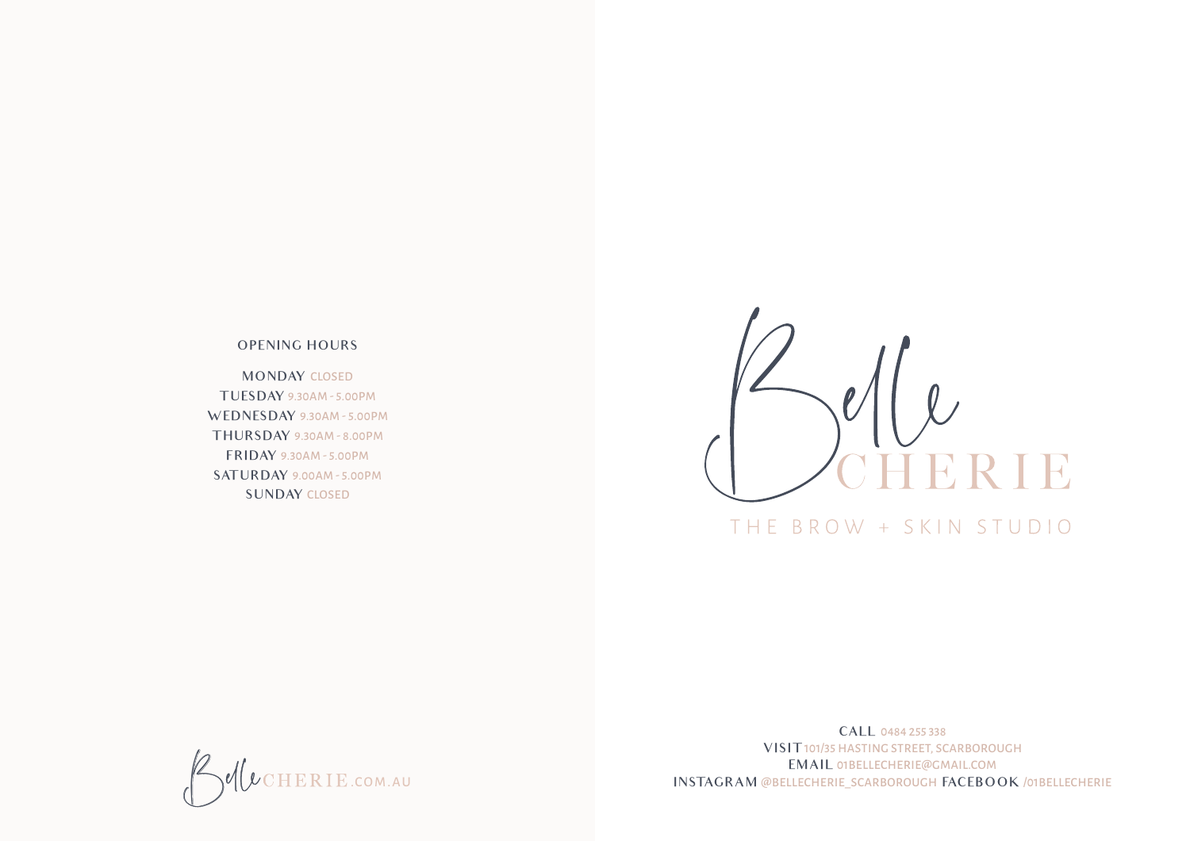## OPENING HOURS

**MONDAY** CLOSED
**TUESDAY** 9.30AM - 5.00PM
**WEDNESDAY** 9.30AM - 5.00PM
**THURSDAY** 9.30AM - 8.00PM
**FRIDAY** 9.30AM - 5.00PM
**SATURDAY** 9.00AM - 5.00PM
**SUNDAY** CLOSED

BelleCHERIE.COM.AU

# Belle CHERIE

THE BROW + SKIN STUDIO

**CALL** 0484 255 338
**VISIT** 101/35 HASTING STREET, SCARBOROUGH
**EMAIL** 01BELLECHERIE@GMAIL.COM
**INSTAGRAM** @BELLECHERIE_SCARBOROUGH **FACEBOOK** /01BELLECHERIE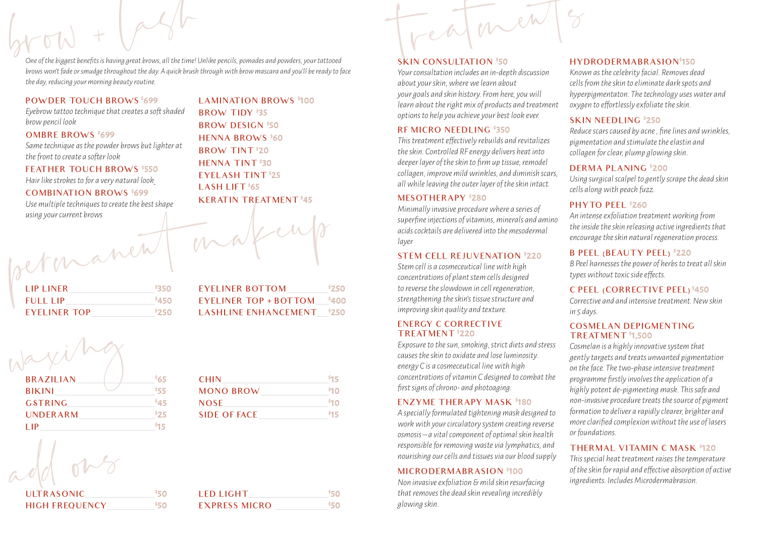# brow + lash

*One of the biggest benefits is having great brows, all the time! Unlike pencils, pomades and powders, your tattooed brows won't fade or smudge throughout the day. A quick brush through with brow mascara and you'll be ready to face the day, reducing your morning beauty routine.*

### POWDER TOUCH BROWS $699

*Eyebrow tattoo technique that creates a soft shaded brow pencil look*

### OMBRE BROWS $699

*Same technique as the powder brows but lighter at the front to create a softer look*

### FEATHER TOUCH BROWS $550

*Hair like strokes to for a very natural look*

### COMBINATION BROWS $699

*Use multiple techniques to create the best shape using your current brows*

### LAMINATION BROWS $100
### BROW TIDY $35
### BROW DESIGN $50
### HENNA BROWS $60
### BROW TINT $20
### HENNA TINT $30
### EYELASH TINT $25
### LASH LIFT $65
### KERATIN TREATMENT $45

# permanent makeup

| | |
|---|---|
| LIP LINER | $350 |
| FULL LIP | $450 |
| EYELINER TOP | $250 |
| EYELINER BOTTOM | $250 |
| EYELINER TOP + BOTTOM | $400 |
| LASHLINE ENHANCEMENT | $250 |

# waxing

| | |
|---|---|
| BRAZILIAN | $65 |
| BIKINI | $55 |
| G-STRING | $45 |
| UNDERARM | $25 |
| LIP | $15 |
| CHIN | $15 |
| MONO BROW | $10 |
| NOSE | $10 |
| SIDE OF FACE | $15 |

# add ons

| | |
|---|---|
| ULTRASONIC | $50 |
| HIGH FREQUENCY | $50 |
| LED LIGHT | $50 |
| EXPRESS MICRO | $50 |

# treatments

### SKIN CONSULTATION $50

*Your consultation includes an in-depth discussion about your skin, where we learn about your goals and skin history. From here, you will learn about the right mix of products and treatment options to help you achieve your best look ever.*

### RF MICRO NEEDLING $350

*This treatment effectively rebuilds and revitalizes the skin. Controlled RF energy delivers heat into deeper layer of the skin to firm up tissue, remodel collagen, improve mild wrinkles, and diminish scars, all while leaving the outer layer of the skin intact.*

### MESOTHERAPY $280

*Minimally invasive procedure where a series of superfine injections of vitamins, minerals and amino acids cocktails are delivered into the mesodermal layer*

### STEM CELL REJUVENATION $220

*Stem cell is a cosmeceutical line with high concentrations of plant stem cells designed to reverse the slowdown in cell regeneration, strengthening the skin's tissue structure and improving skin quality and texture.*

### ENERGY C CORRECTIVE TREATMENT $220

*Exposure to the sun, smoking, strict diets and stress causes the skin to oxidate and lose luminosity. energy C is a cosmeceutical line with high concentrations of vitamin C designed to combat the first signs of chrono- and photoaging.*

### ENZYME THERAPY MASK $180

*A specially formulated tightening mask designed to work with your circulatory system creating reverse osmosis—a vital component of optimal skin health responsible for removing waste via lymphatics, and nourishing our cells and tissues via our blood supply*

### MICRODERMABRASION $100

*Non invasive exfoliation & mild skin resurfacing that removes the dead skin revealing incredibly glowing skin.*

### HYDRODERMABRASION $150

*Known as the celebrity facial. Removes dead cells from the skin to eliminate dark spots and hyperpigmentaton. The technology uses water and oxygen to effortlessly exfoliate the skin.*

### SKIN NEEDLING $250

*Reduce scars caused by acne , fine lines and wrinkles, pigmentation and stimulate the elastin and collagen for clear, plump glowing skin.*

### DERMA PLANING $200

*Using surgical scalpel to gently scrape the dead skin cells along with peach fuzz.*

### PHYTO PEEL $260

*An intense exfoliation treatment working from the inside the skin releasing active ingredients that encourage the skin natural regeneration process.*

### B PEEL (BEAUTY PEEL) $220

*B Peel harnesses the power of herbs to treat all skin types without toxic side effects.*

### C PEEL (CORRECTIVE PEEL) $450

*Corrective and and intensive treatment. New skin in 5 days.*

### COSMELAN DEPIGMENTING TREATMENT $1,500

*Cosmelan is a highly innovative system that gently targets and treats unwanted pigmentation on the face. The two-phase intensive treatment programme firstly involves the application of a highly potent de-pigmenting mask. This safe and non-invasive procedure treats the source of pigment formation to deliver a rapidly clearer, brighter and more clarified complexion without the use of lasers or foundations.*

### THERMAL VITAMIN C MASK $120

*This special heat treatment raises the temperature of the skin for rapid and effective absorption of active ingredients. Includes Microdermabrasion.*